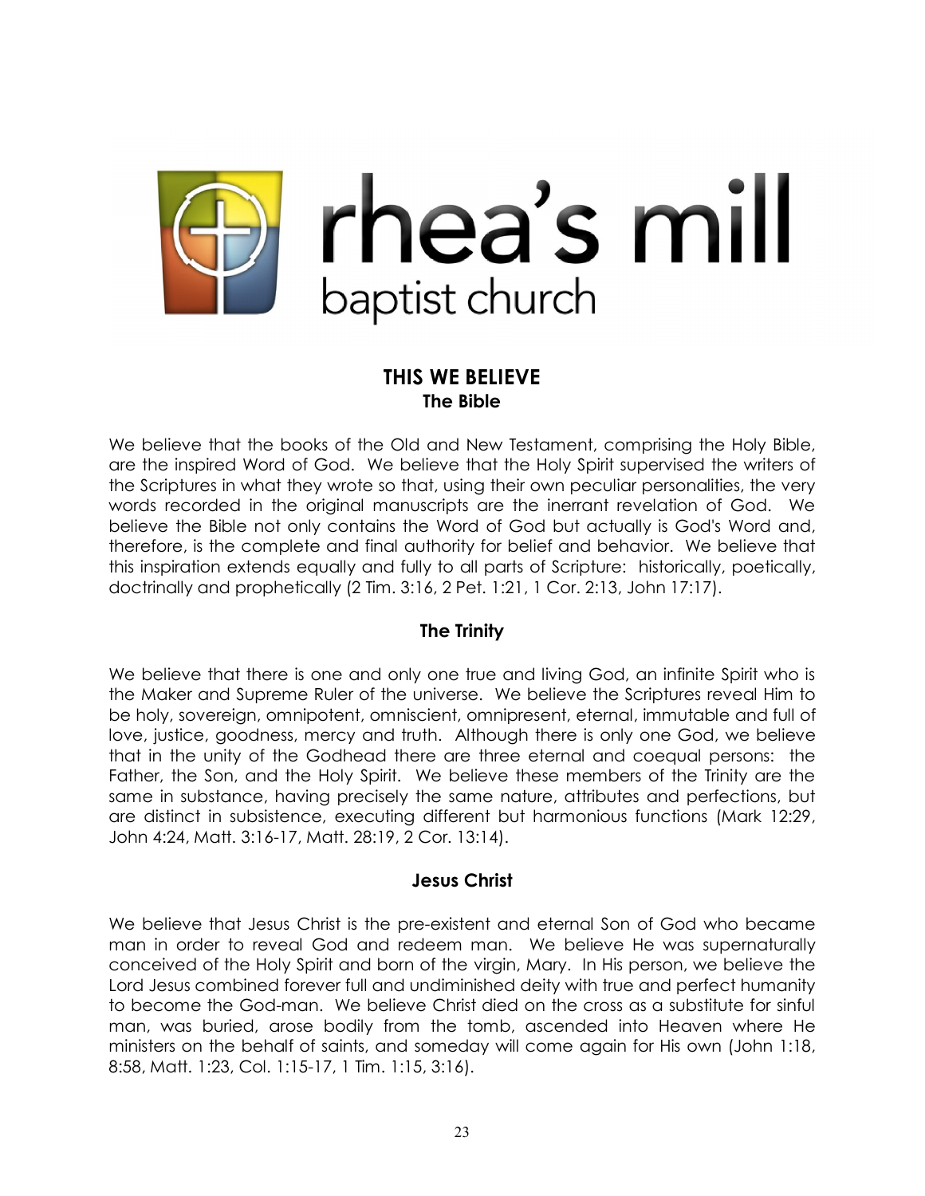rhea's mill

baptist church

# THIS WE BELIEVE

## The Bible

We believe that the books of the Old and New Testament, comprising the Holy Bible, are the inspired Word of God. We believe that the Holy Spirit supervised the writers of the Scriptures in what they wrote so that, using their own peculiar personalities, the very words recorded in the original manuscripts are the inerrant revelation of God. We believe the Bible not only contains the Word of God but actually is God's Word and, therefore, is the complete and final authority for belief and behavior. We believe that this inspiration extends equally and fully to all parts of Scripture: historically, poetically, doctrinally and prophetically (2 Tim. 3:16, 2 Pet. 1:21, 1 Cor. 2:13, John 17:17).

## The Trinity

We believe that there is one and only one true and living God, an infinite Spirit who is the Maker and Supreme Ruler of the universe. We believe the Scriptures reveal Him to be holy, sovereign, omnipotent, omniscient, omnipresent, eternal, immutable and full of love, justice, goodness, mercy and truth. Although there is only one God, we believe that in the unity of the Godhead there are three eternal and coequal persons: the Father, the Son, and the Holy Spirit. We believe these members of the Trinity are the same in substance, having precisely the same nature, attributes and perfections, but are distinct in subsistence, executing different but harmonious functions (Mark 12:29, John 4:24, Matt. 3:16-17, Matt. 28:19, 2 Cor. 13:14).

## Jesus Christ

We believe that Jesus Christ is the pre-existent and eternal Son of God who became man in order to reveal God and redeem man. We believe He was supernaturally conceived of the Holy Spirit and born of the virgin, Mary. In His person, we believe the Lord Jesus combined forever full and undiminished deity with true and perfect humanity to become the God-man. We believe Christ died on the cross as a substitute for sinful man, was buried, arose bodily from the tomb, ascended into Heaven where He ministers on the behalf of saints, and someday will come again for His own (John 1:18, 8:58, Matt. 1:23, Col. 1:15-17, 1 Tim. 1:15, 3:16).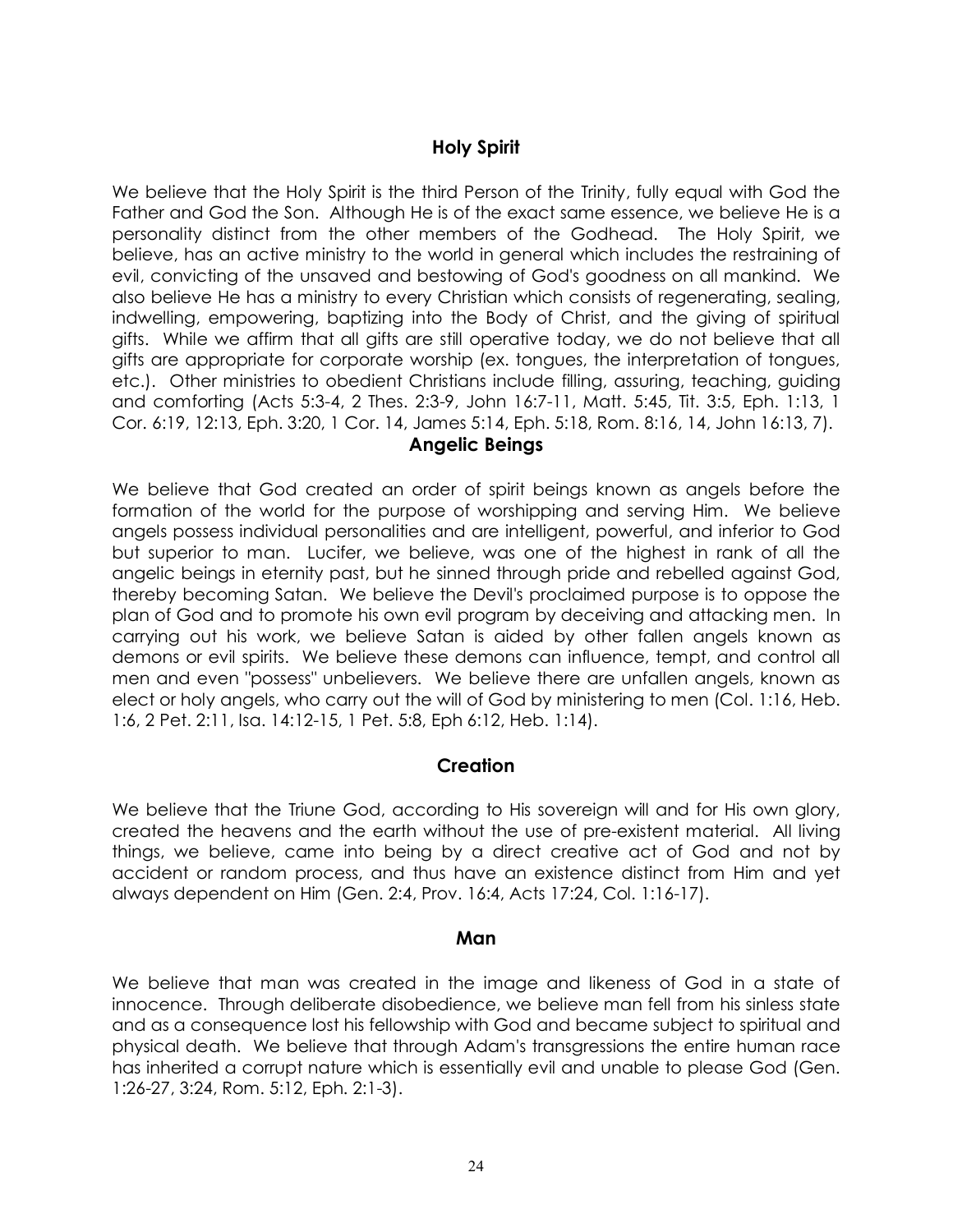## Holy Spirit

We believe that the Holy Spirit is the third Person of the Trinity, fully equal with God the Father and God the Son. Although He is of the exact same essence, we believe He is a personality distinct from the other members of the Godhead. The Holy Spirit, we believe, has an active ministry to the world in general which includes the restraining of evil, convicting of the unsaved and bestowing of God's goodness on all mankind. We also believe He has a ministry to every Christian which consists of regenerating, sealing, indwelling, empowering, baptizing into the Body of Christ, and the giving of spiritual gifts. While we affirm that all gifts are still operative today, we do not believe that all gifts are appropriate for corporate worship (ex. tongues, the interpretation of tongues, etc.). Other ministries to obedient Christians include filling, assuring, teaching, guiding and comforting (Acts 5:3-4, 2 Thes. 2:3-9, John 16:7-11, Matt. 5:45, Tit. 3:5, Eph. 1:13, 1 Cor. 6:19, 12:13, Eph. 3:20, 1 Cor. 14, James 5:14, Eph. 5:18, Rom. 8:16, 14, John 16:13, 7).

## Angelic Beings

We believe that God created an order of spirit beings known as angels before the formation of the world for the purpose of worshipping and serving Him. We believe angels possess individual personalities and are intelligent, powerful, and inferior to God but superior to man. Lucifer, we believe, was one of the highest in rank of all the angelic beings in eternity past, but he sinned through pride and rebelled against God, thereby becoming Satan. We believe the Devil's proclaimed purpose is to oppose the plan of God and to promote his own evil program by deceiving and attacking men. In carrying out his work, we believe Satan is aided by other fallen angels known as demons or evil spirits. We believe these demons can influence, tempt, and control all men and even "possess" unbelievers. We believe there are unfallen angels, known as elect or holy angels, who carry out the will of God by ministering to men (Col. 1:16, Heb. 1:6, 2 Pet. 2:11, Isa. 14:12-15, 1 Pet. 5:8, Eph 6:12, Heb. 1:14).

## Creation

We believe that the Triune God, according to His sovereign will and for His own glory, created the heavens and the earth without the use of pre-existent material. All living things, we believe, came into being by a direct creative act of God and not by accident or random process, and thus have an existence distinct from Him and yet always dependent on Him (Gen. 2:4, Prov. 16:4, Acts 17:24, Col. 1:16-17).

## Man

We believe that man was created in the image and likeness of God in a state of innocence. Through deliberate disobedience, we believe man fell from his sinless state and as a consequence lost his fellowship with God and became subject to spiritual and physical death. We believe that through Adam's transgressions the entire human race has inherited a corrupt nature which is essentially evil and unable to please God (Gen. 1:26-27, 3:24, Rom. 5:12, Eph. 2:1-3).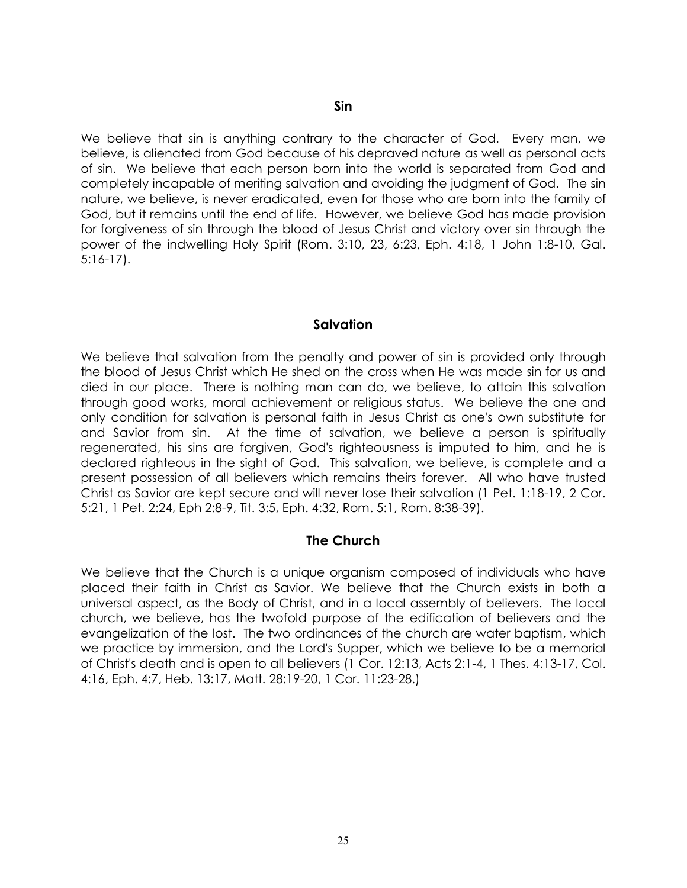## Sin

We believe that sin is anything contrary to the character of God. Every man, we believe, is alienated from God because of his depraved nature as well as personal acts of sin. We believe that each person born into the world is separated from God and completely incapable of meriting salvation and avoiding the judgment of God. The sin nature, we believe, is never eradicated, even for those who are born into the family of God, but it remains until the end of life. However, we believe God has made provision for forgiveness of sin through the blood of Jesus Christ and victory over sin through the power of the indwelling Holy Spirit (Rom. 3:10, 23, 6:23, Eph. 4:18, 1 John 1:8-10, Gal. 5:16-17).

## Salvation

We believe that salvation from the penalty and power of sin is provided only through the blood of Jesus Christ which He shed on the cross when He was made sin for us and died in our place. There is nothing man can do, we believe, to attain this salvation through good works, moral achievement or religious status. We believe the one and only condition for salvation is personal faith in Jesus Christ as one's own substitute for and Savior from sin. At the time of salvation, we believe a person is spiritually regenerated, his sins are forgiven, God's righteousness is imputed to him, and he is declared righteous in the sight of God. This salvation, we believe, is complete and a present possession of all believers which remains theirs forever. All who have trusted Christ as Savior are kept secure and will never lose their salvation (1 Pet. 1:18-19, 2 Cor. 5:21, 1 Pet. 2:24, Eph 2:8-9, Tit. 3:5, Eph. 4:32, Rom. 5:1, Rom. 8:38-39).

## The Church

We believe that the Church is a unique organism composed of individuals who have placed their faith in Christ as Savior. We believe that the Church exists in both a universal aspect, as the Body of Christ, and in a local assembly of believers. The local church, we believe, has the twofold purpose of the edification of believers and the evangelization of the lost. The two ordinances of the church are water baptism, which we practice by immersion, and the Lord's Supper, which we believe to be a memorial of Christ's death and is open to all believers (1 Cor. 12:13, Acts 2:1-4, 1 Thes. 4:13-17, Col. 4:16, Eph. 4:7, Heb. 13:17, Matt. 28:19-20, 1 Cor. 11:23-28.)